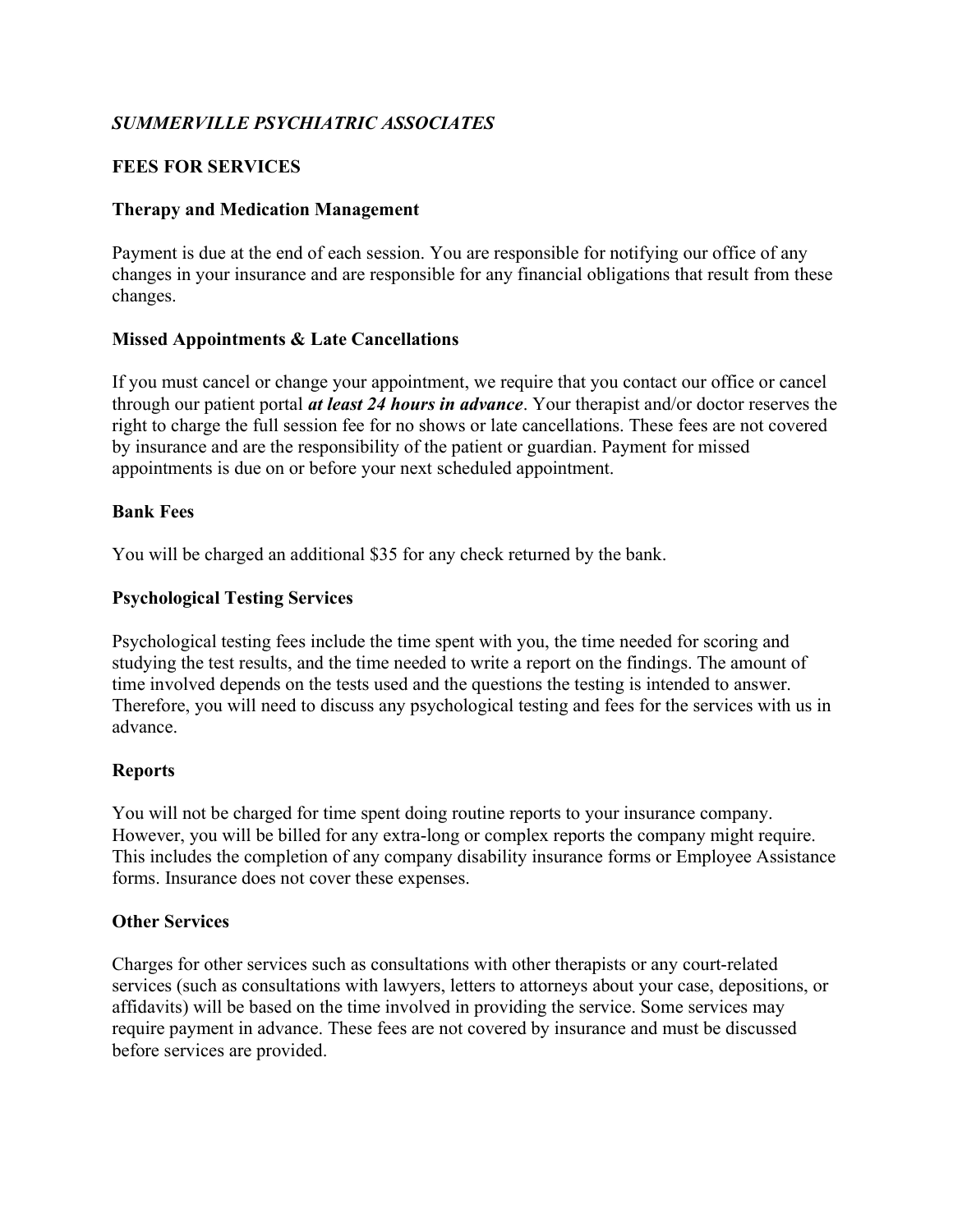# ***SUMMERVILLE PSYCHIATRIC ASSOCIATES***

## FEES FOR SERVICES

### Therapy and Medication Management

Payment is due at the end of each session. You are responsible for notifying our office of any changes in your insurance and are responsible for any financial obligations that result from these changes.

### Missed Appointments & Late Cancellations

If you must cancel or change your appointment, we require that you contact our office or cancel through our patient portal ***at least 24 hours in advance***. Your therapist and/or doctor reserves the right to charge the full session fee for no shows or late cancellations. These fees are not covered by insurance and are the responsibility of the patient or guardian. Payment for missed appointments is due on or before your next scheduled appointment.

### Bank Fees

You will be charged an additional $35 for any check returned by the bank.

### Psychological Testing Services

Psychological testing fees include the time spent with you, the time needed for scoring and studying the test results, and the time needed to write a report on the findings. The amount of time involved depends on the tests used and the questions the testing is intended to answer. Therefore, you will need to discuss any psychological testing and fees for the services with us in advance.

### Reports

You will not be charged for time spent doing routine reports to your insurance company. However, you will be billed for any extra-long or complex reports the company might require. This includes the completion of any company disability insurance forms or Employee Assistance forms. Insurance does not cover these expenses.

### Other Services

Charges for other services such as consultations with other therapists or any court-related services (such as consultations with lawyers, letters to attorneys about your case, depositions, or affidavits) will be based on the time involved in providing the service. Some services may require payment in advance. These fees are not covered by insurance and must be discussed before services are provided.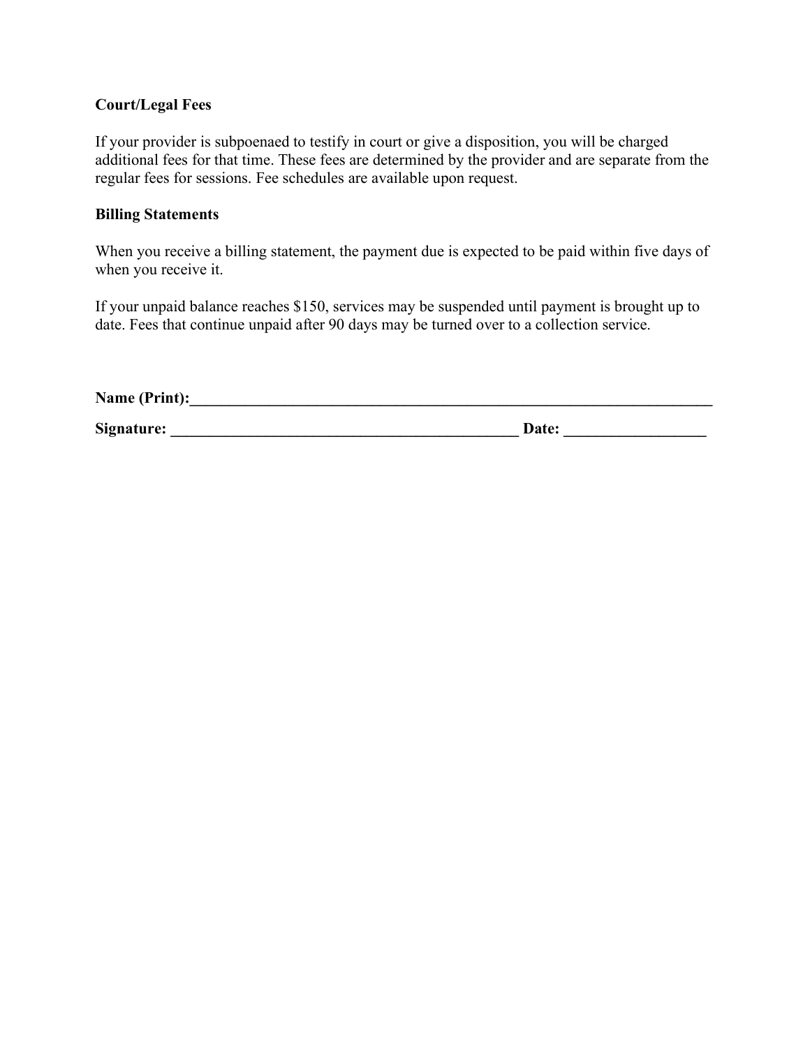**Court/Legal Fees**

If your provider is subpoenaed to testify in court or give a disposition, you will be charged additional fees for that time. These fees are determined by the provider and are separate from the regular fees for sessions. Fee schedules are available upon request.

**Billing Statements**

When you receive a billing statement, the payment due is expected to be paid within five days of when you receive it.

If your unpaid balance reaches $150, services may be suspended until payment is brought up to date. Fees that continue unpaid after 90 days may be turned over to a collection service.

**Name (Print):**_______________________________________________________________________

**Signature:** ____________________________________________ **Date:** __________________